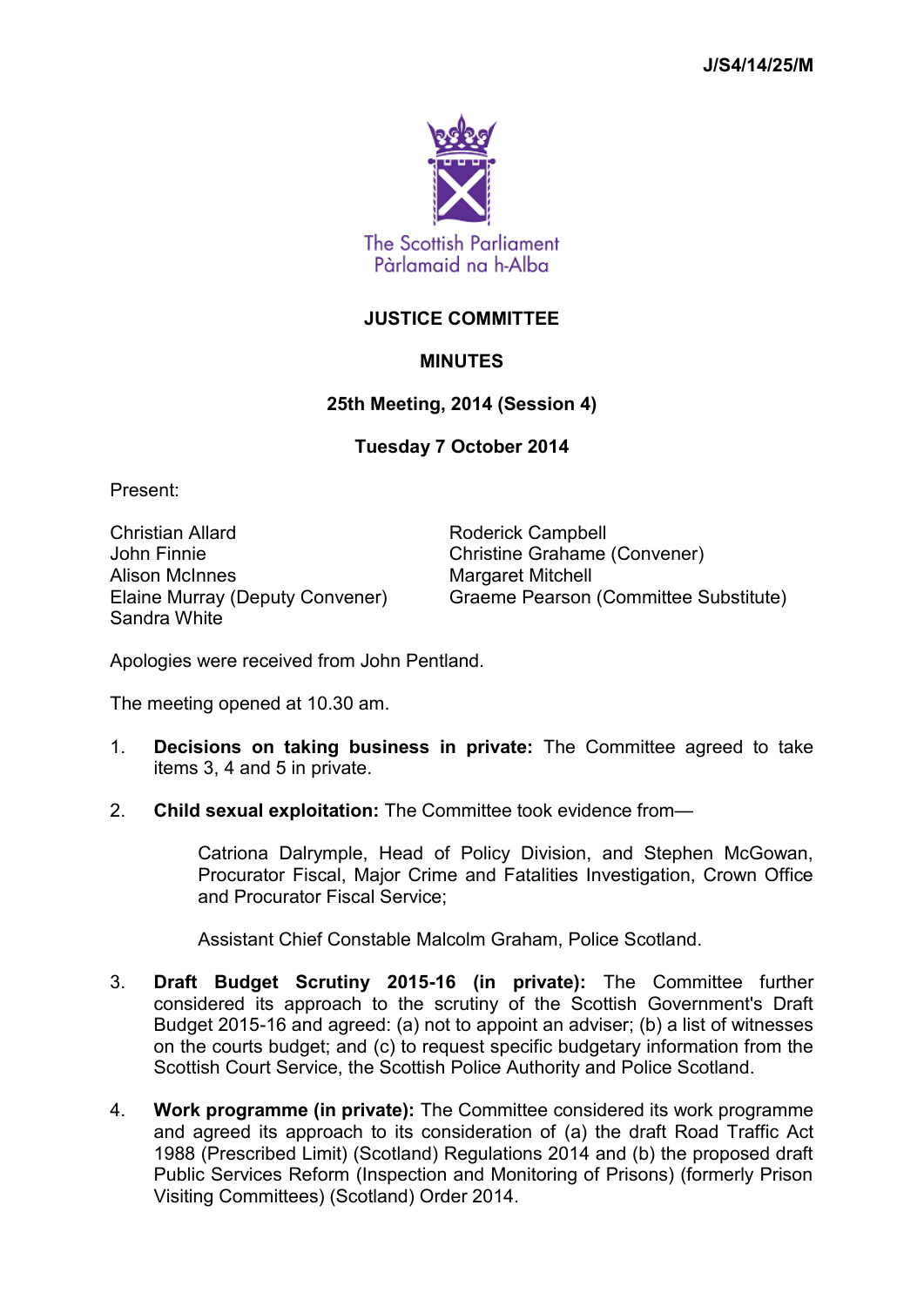J/S4/14/25/M

The Scottish Parliament
Pàrlamaid na h-Alba

# JUSTICE COMMITTEE

## MINUTES

### 25th Meeting, 2014 (Session 4)

### Tuesday 7 October 2014

Present:

Christian Allard
John Finnie
Alison McInnes
Elaine Murray (Deputy Convener)
Sandra White
Roderick Campbell
Christine Grahame (Convener)
Margaret Mitchell
Graeme Pearson (Committee Substitute)

Apologies were received from John Pentland.

The meeting opened at 10.30 am.

1. **Decisions on taking business in private:** The Committee agreed to take items 3, 4 and 5 in private.

2. **Child sexual exploitation:** The Committee took evidence from—

   Catriona Dalrymple, Head of Policy Division, and Stephen McGowan, Procurator Fiscal, Major Crime and Fatalities Investigation, Crown Office and Procurator Fiscal Service;

   Assistant Chief Constable Malcolm Graham, Police Scotland.

3. **Draft Budget Scrutiny 2015-16 (in private):** The Committee further considered its approach to the scrutiny of the Scottish Government's Draft Budget 2015-16 and agreed: (a) not to appoint an adviser; (b) a list of witnesses on the courts budget; and (c) to request specific budgetary information from the Scottish Court Service, the Scottish Police Authority and Police Scotland.

4. **Work programme (in private):** The Committee considered its work programme and agreed its approach to its consideration of (a) the draft Road Traffic Act 1988 (Prescribed Limit) (Scotland) Regulations 2014 and (b) the proposed draft Public Services Reform (Inspection and Monitoring of Prisons) (formerly Prison Visiting Committees) (Scotland) Order 2014.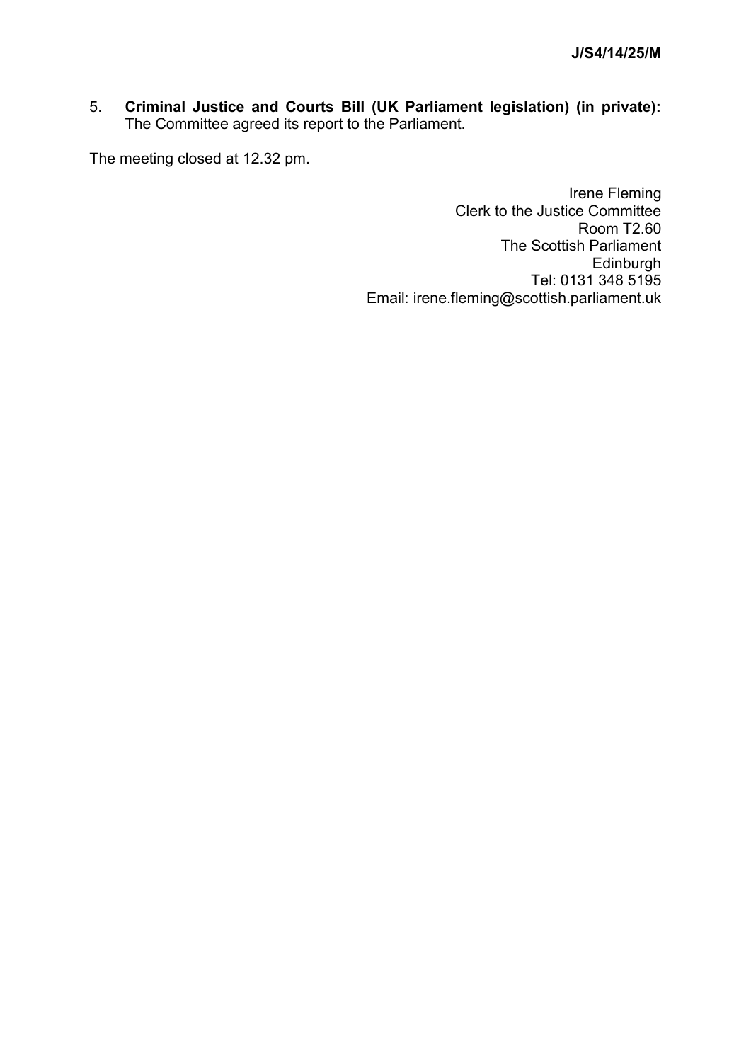5. **Criminal Justice and Courts Bill (UK Parliament legislation) (in private):** The Committee agreed its report to the Parliament.

The meeting closed at 12.32 pm.

Irene Fleming
Clerk to the Justice Committee
Room T2.60
The Scottish Parliament
Edinburgh
Tel: 0131 348 5195
Email: irene.fleming@scottish.parliament.uk